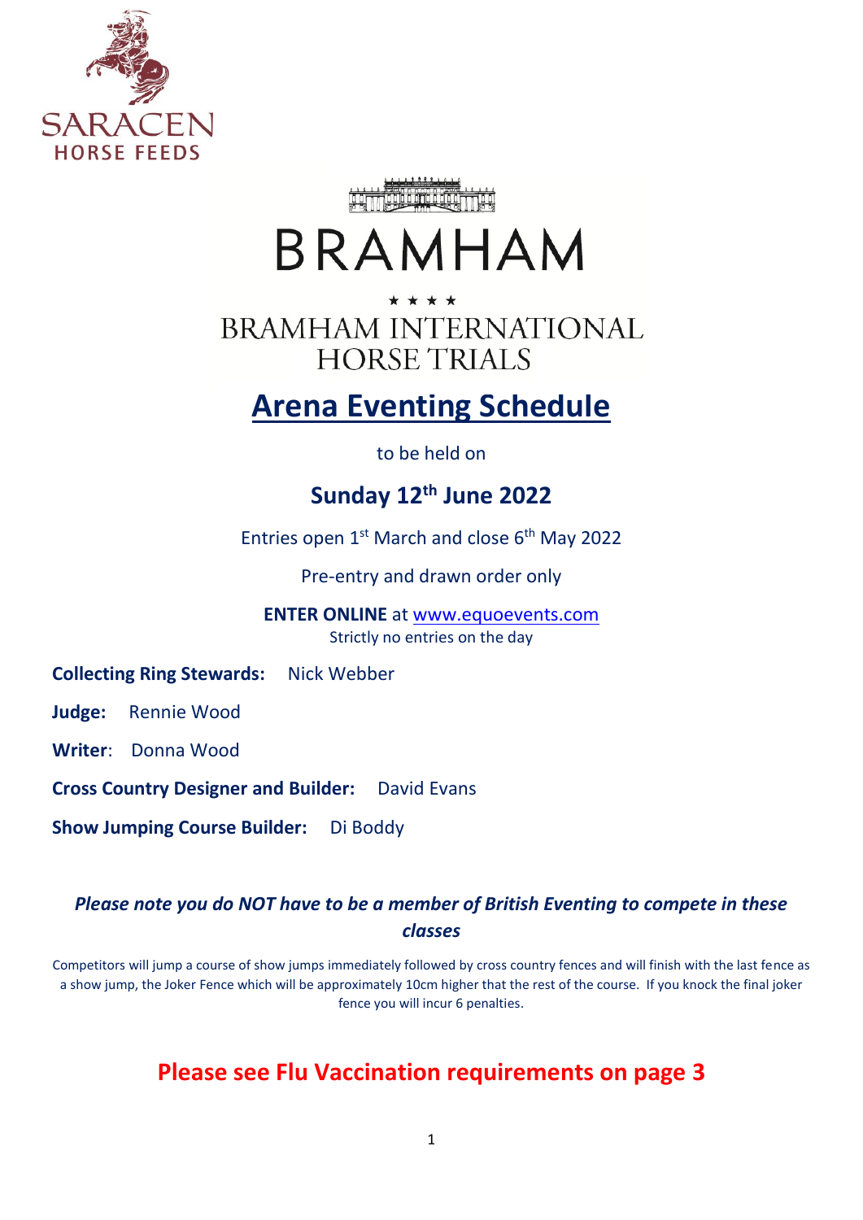SARACEN HORSE FEEDS

BRAMHAM

★ ★ ★ ★

BRAMHAM INTERNATIONAL HORSE TRIALS

# Arena Eventing Schedule

to be held on

## Sunday 12th June 2022

Entries open 1st March and close 6th May 2022

Pre-entry and drawn order only

**ENTER ONLINE** at www.equoevents.com
Strictly no entries on the day

**Collecting Ring Stewards:** Nick Webber

**Judge:** Rennie Wood

**Writer**: Donna Wood

**Cross Country Designer and Builder:** David Evans

**Show Jumping Course Builder:** Di Boddy

***Please note you do NOT have to be a member of British Eventing to compete in these classes***

Competitors will jump a course of show jumps immediately followed by cross country fences and will finish with the last fence as a show jump, the Joker Fence which will be approximately 10cm higher that the rest of the course. If you knock the final joker fence you will incur 6 penalties.

## Please see Flu Vaccination requirements on page 3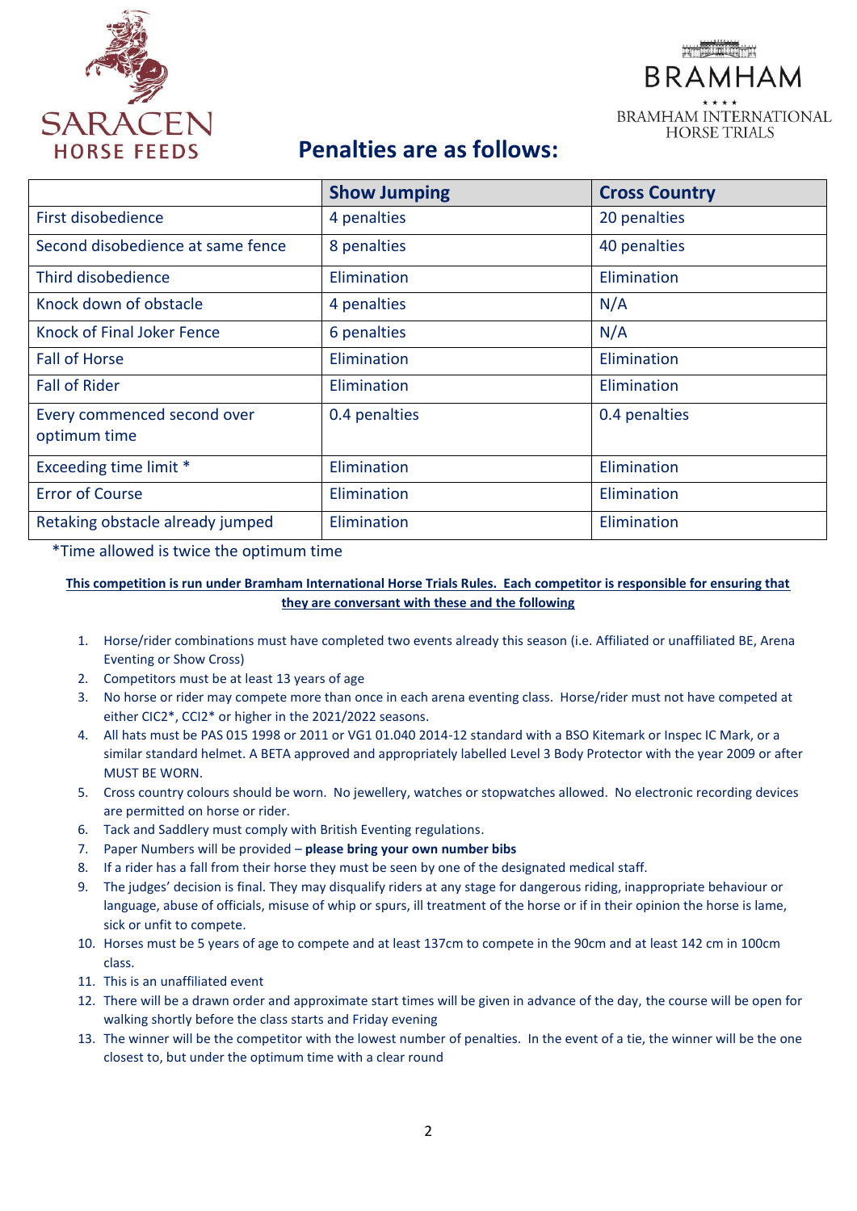## Penalties are as follows:

| | Show Jumping | Cross Country |
|---|---|---|
| First disobedience | 4 penalties | 20 penalties |
| Second disobedience at same fence | 8 penalties | 40 penalties |
| Third disobedience | Elimination | Elimination |
| Knock down of obstacle | 4 penalties | N/A |
| Knock of Final Joker Fence | 6 penalties | N/A |
| Fall of Horse | Elimination | Elimination |
| Fall of Rider | Elimination | Elimination |
| Every commenced second over optimum time | 0.4 penalties | 0.4 penalties |
| Exceeding time limit * | Elimination | Elimination |
| Error of Course | Elimination | Elimination |
| Retaking obstacle already jumped | Elimination | Elimination |

*Time allowed is twice the optimum time

**This competition is run under Bramham International Horse Trials Rules. Each competitor is responsible for ensuring that they are conversant with these and the following**

1. Horse/rider combinations must have completed two events already this season (i.e. Affiliated or unaffiliated BE, Arena Eventing or Show Cross)
2. Competitors must be at least 13 years of age
3. No horse or rider may compete more than once in each arena eventing class. Horse/rider must not have competed at either CIC2*, CCI2* or higher in the 2021/2022 seasons.
4. All hats must be PAS 015 1998 or 2011 or VG1 01.040 2014-12 standard with a BSO Kitemark or Inspec IC Mark, or a similar standard helmet. A BETA approved and appropriately labelled Level 3 Body Protector with the year 2009 or after MUST BE WORN.
5. Cross country colours should be worn. No jewellery, watches or stopwatches allowed. No electronic recording devices are permitted on horse or rider.
6. Tack and Saddlery must comply with British Eventing regulations.
7. Paper Numbers will be provided – **please bring your own number bibs**
8. If a rider has a fall from their horse they must be seen by one of the designated medical staff.
9. The judges' decision is final. They may disqualify riders at any stage for dangerous riding, inappropriate behaviour or language, abuse of officials, misuse of whip or spurs, ill treatment of the horse or if in their opinion the horse is lame, sick or unfit to compete.
10. Horses must be 5 years of age to compete and at least 137cm to compete in the 90cm and at least 142 cm in 100cm class.
11. This is an unaffiliated event
12. There will be a drawn order and approximate start times will be given in advance of the day, the course will be open for walking shortly before the class starts and Friday evening
13. The winner will be the competitor with the lowest number of penalties. In the event of a tie, the winner will be the one closest to, but under the optimum time with a clear round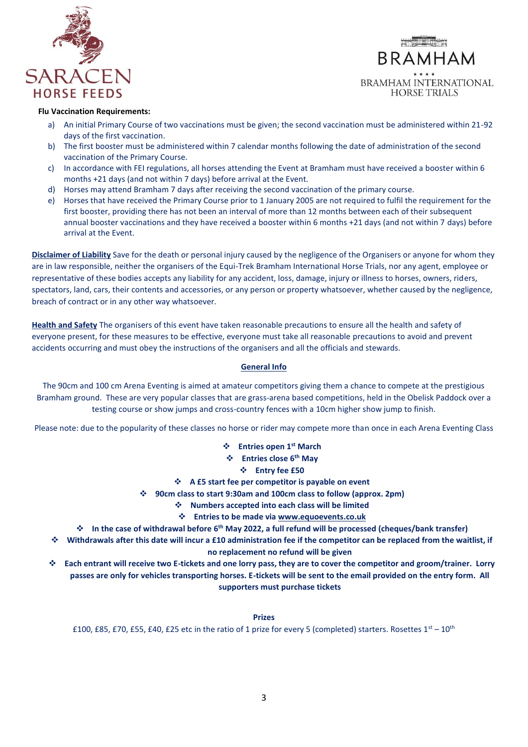**Flu Vaccination Requirements:**

a) An initial Primary Course of two vaccinations must be given; the second vaccination must be administered within 21-92 days of the first vaccination.
b) The first booster must be administered within 7 calendar months following the date of administration of the second vaccination of the Primary Course.
c) In accordance with FEI regulations, all horses attending the Event at Bramham must have received a booster within 6 months +21 days (and not within 7 days) before arrival at the Event.
d) Horses may attend Bramham 7 days after receiving the second vaccination of the primary course.
e) Horses that have received the Primary Course prior to 1 January 2005 are not required to fulfil the requirement for the first booster, providing there has not been an interval of more than 12 months between each of their subsequent annual booster vaccinations and they have received a booster within 6 months +21 days (and not within 7 days) before arrival at the Event.

**Disclaimer of Liability** Save for the death or personal injury caused by the negligence of the Organisers or anyone for whom they are in law responsible, neither the organisers of the Equi-Trek Bramham International Horse Trials, nor any agent, employee or representative of these bodies accepts any liability for any accident, loss, damage, injury or illness to horses, owners, riders, spectators, land, cars, their contents and accessories, or any person or property whatsoever, whether caused by the negligence, breach of contract or in any other way whatsoever.

**Health and Safety** The organisers of this event have taken reasonable precautions to ensure all the health and safety of everyone present, for these measures to be effective, everyone must take all reasonable precautions to avoid and prevent accidents occurring and must obey the instructions of the organisers and all the officials and stewards.

## General Info

The 90cm and 100 cm Arena Eventing is aimed at amateur competitors giving them a chance to compete at the prestigious Bramham ground. These are very popular classes that are grass-arena based competitions, held in the Obelisk Paddock over a testing course or show jumps and cross-country fences with a 10cm higher show jump to finish.

Please note: due to the popularity of these classes no horse or rider may compete more than once in each Arena Eventing Class

- **Entries open 1st March**
- **Entries close 6th May**
- **Entry fee £50**
- **A £5 start fee per competitor is payable on event**
- **90cm class to start 9:30am and 100cm class to follow (approx. 2pm)**
- **Numbers accepted into each class will be limited**
- **Entries to be made via www.equoevents.co.uk**
- **In the case of withdrawal before 6th May 2022, a full refund will be processed (cheques/bank transfer)**
- **Withdrawals after this date will incur a £10 administration fee if the competitor can be replaced from the waitlist, if no replacement no refund will be given**
- **Each entrant will receive two E-tickets and one lorry pass, they are to cover the competitor and groom/trainer. Lorry passes are only for vehicles transporting horses. E-tickets will be sent to the email provided on the entry form. All supporters must purchase tickets**

**Prizes**

£100, £85, £70, £55, £40, £25 etc in the ratio of 1 prize for every 5 (completed) starters. Rosettes 1st – 10th